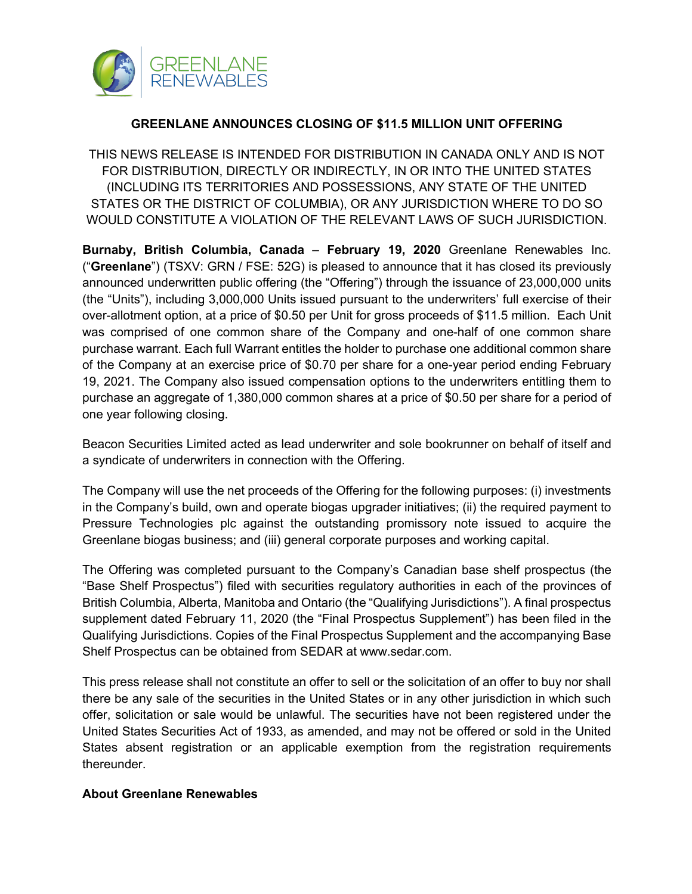## GREENLANE ANNOUNCES CLOSING OF $11.5 MILLION UNIT OFFERING

THIS NEWS RELEASE IS INTENDED FOR DISTRIBUTION IN CANADA ONLY AND IS NOT FOR DISTRIBUTION, DIRECTLY OR INDIRECTLY, IN OR INTO THE UNITED STATES (INCLUDING ITS TERRITORIES AND POSSESSIONS, ANY STATE OF THE UNITED STATES OR THE DISTRICT OF COLUMBIA), OR ANY JURISDICTION WHERE TO DO SO WOULD CONSTITUTE A VIOLATION OF THE RELEVANT LAWS OF SUCH JURISDICTION.

**Burnaby, British Columbia, Canada** – **February 19, 2020** Greenlane Renewables Inc. ("**Greenlane**") (TSXV: GRN / FSE: 52G) is pleased to announce that it has closed its previously announced underwritten public offering (the "Offering") through the issuance of 23,000,000 units (the "Units"), including 3,000,000 Units issued pursuant to the underwriters' full exercise of their over-allotment option, at a price of $0.50 per Unit for gross proceeds of $11.5 million. Each Unit was comprised of one common share of the Company and one-half of one common share purchase warrant. Each full Warrant entitles the holder to purchase one additional common share of the Company at an exercise price of $0.70 per share for a one-year period ending February 19, 2021. The Company also issued compensation options to the underwriters entitling them to purchase an aggregate of 1,380,000 common shares at a price of $0.50 per share for a period of one year following closing.

Beacon Securities Limited acted as lead underwriter and sole bookrunner on behalf of itself and a syndicate of underwriters in connection with the Offering.

The Company will use the net proceeds of the Offering for the following purposes: (i) investments in the Company's build, own and operate biogas upgrader initiatives; (ii) the required payment to Pressure Technologies plc against the outstanding promissory note issued to acquire the Greenlane biogas business; and (iii) general corporate purposes and working capital.

The Offering was completed pursuant to the Company's Canadian base shelf prospectus (the "Base Shelf Prospectus") filed with securities regulatory authorities in each of the provinces of British Columbia, Alberta, Manitoba and Ontario (the "Qualifying Jurisdictions"). A final prospectus supplement dated February 11, 2020 (the "Final Prospectus Supplement") has been filed in the Qualifying Jurisdictions. Copies of the Final Prospectus Supplement and the accompanying Base Shelf Prospectus can be obtained from SEDAR at www.sedar.com.

This press release shall not constitute an offer to sell or the solicitation of an offer to buy nor shall there be any sale of the securities in the United States or in any other jurisdiction in which such offer, solicitation or sale would be unlawful. The securities have not been registered under the United States Securities Act of 1933, as amended, and may not be offered or sold in the United States absent registration or an applicable exemption from the registration requirements thereunder.

**About Greenlane Renewables**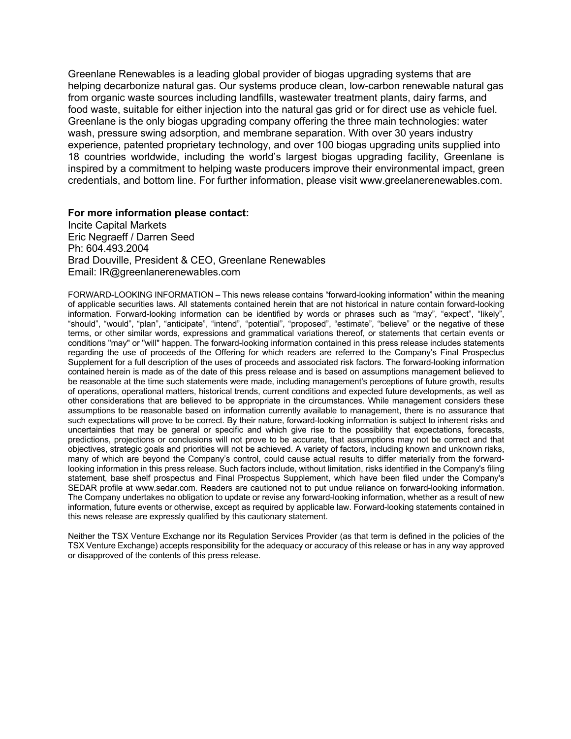Greenlane Renewables is a leading global provider of biogas upgrading systems that are helping decarbonize natural gas. Our systems produce clean, low-carbon renewable natural gas from organic waste sources including landfills, wastewater treatment plants, dairy farms, and food waste, suitable for either injection into the natural gas grid or for direct use as vehicle fuel. Greenlane is the only biogas upgrading company offering the three main technologies: water wash, pressure swing adsorption, and membrane separation. With over 30 years industry experience, patented proprietary technology, and over 100 biogas upgrading units supplied into 18 countries worldwide, including the world's largest biogas upgrading facility, Greenlane is inspired by a commitment to helping waste producers improve their environmental impact, green credentials, and bottom line. For further information, please visit www.greelanerenewables.com.

**For more information please contact:**
Incite Capital Markets
Eric Negraeff / Darren Seed
Ph: 604.493.2004
Brad Douville, President & CEO, Greenlane Renewables
Email: IR@greenlanerenewables.com

FORWARD-LOOKING INFORMATION – This news release contains "forward-looking information" within the meaning of applicable securities laws. All statements contained herein that are not historical in nature contain forward-looking information. Forward-looking information can be identified by words or phrases such as "may", "expect", "likely", "should", "would", "plan", "anticipate", "intend", "potential", "proposed", "estimate", "believe" or the negative of these terms, or other similar words, expressions and grammatical variations thereof, or statements that certain events or conditions "may" or "will" happen. The forward-looking information contained in this press release includes statements regarding the use of proceeds of the Offering for which readers are referred to the Company's Final Prospectus Supplement for a full description of the uses of proceeds and associated risk factors. The forward-looking information contained herein is made as of the date of this press release and is based on assumptions management believed to be reasonable at the time such statements were made, including management's perceptions of future growth, results of operations, operational matters, historical trends, current conditions and expected future developments, as well as other considerations that are believed to be appropriate in the circumstances. While management considers these assumptions to be reasonable based on information currently available to management, there is no assurance that such expectations will prove to be correct. By their nature, forward-looking information is subject to inherent risks and uncertainties that may be general or specific and which give rise to the possibility that expectations, forecasts, predictions, projections or conclusions will not prove to be accurate, that assumptions may not be correct and that objectives, strategic goals and priorities will not be achieved. A variety of factors, including known and unknown risks, many of which are beyond the Company's control, could cause actual results to differ materially from the forward-looking information in this press release. Such factors include, without limitation, risks identified in the Company's filing statement, base shelf prospectus and Final Prospectus Supplement, which have been filed under the Company's SEDAR profile at www.sedar.com. Readers are cautioned not to put undue reliance on forward-looking information. The Company undertakes no obligation to update or revise any forward-looking information, whether as a result of new information, future events or otherwise, except as required by applicable law. Forward-looking statements contained in this news release are expressly qualified by this cautionary statement.

Neither the TSX Venture Exchange nor its Regulation Services Provider (as that term is defined in the policies of the TSX Venture Exchange) accepts responsibility for the adequacy or accuracy of this release or has in any way approved or disapproved of the contents of this press release.